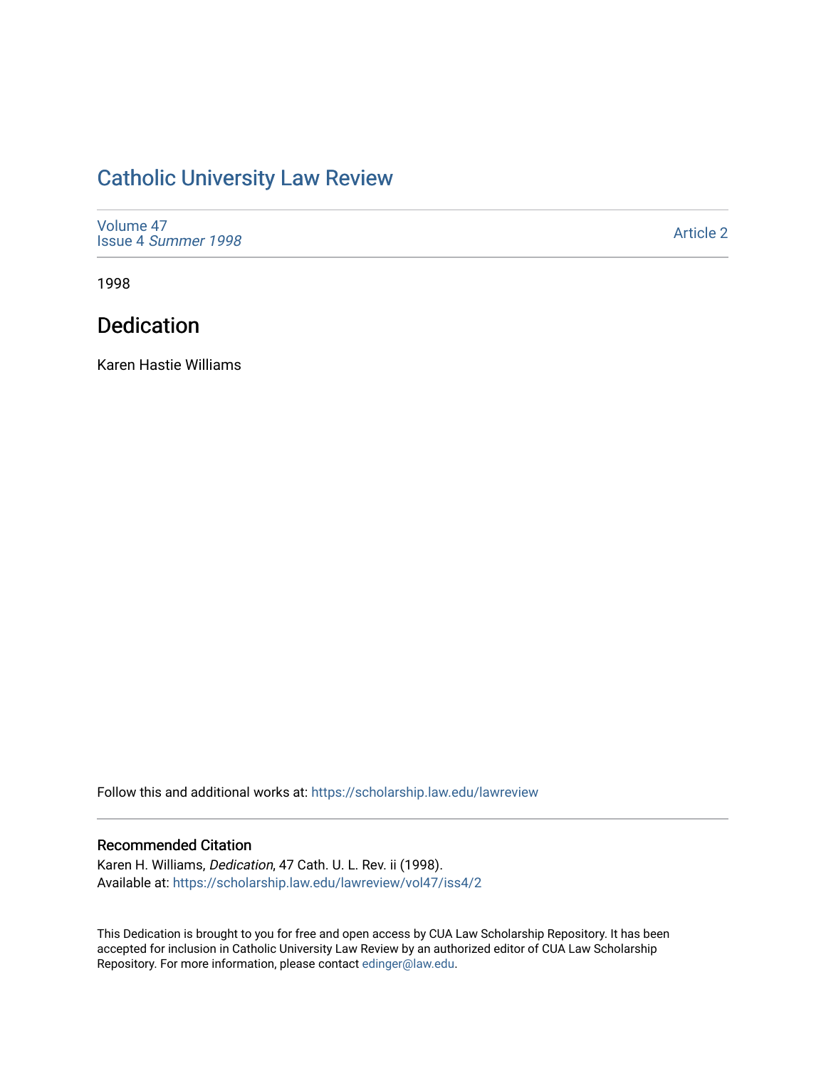# Catholic University Law Review

Volume 47
Issue 4 *Summer 1998*

Article 2

1998

## Dedication

Karen Hastie Williams

Follow this and additional works at: https://scholarship.law.edu/lawreview

### Recommended Citation

Karen H. Williams, *Dedication*, 47 Cath. U. L. Rev. ii (1998).
Available at: https://scholarship.law.edu/lawreview/vol47/iss4/2

This Dedication is brought to you for free and open access by CUA Law Scholarship Repository. It has been accepted for inclusion in Catholic University Law Review by an authorized editor of CUA Law Scholarship Repository. For more information, please contact edinger@law.edu.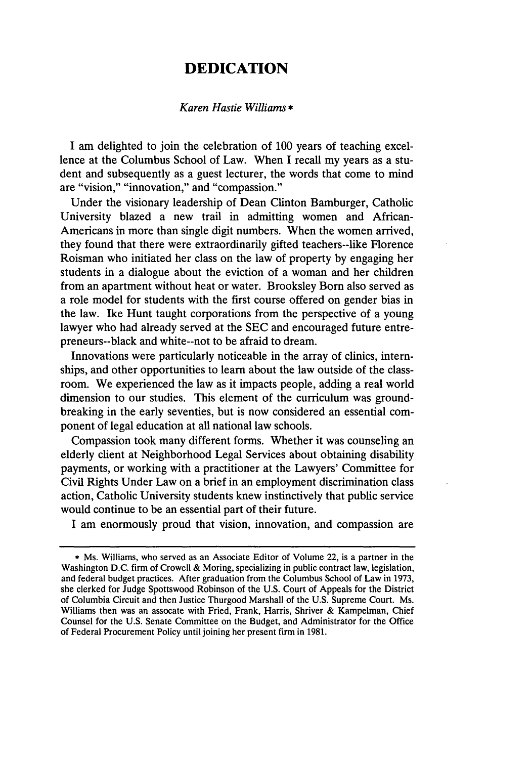# DEDICATION

*Karen Hastie Williams\**

I am delighted to join the celebration of 100 years of teaching excellence at the Columbus School of Law. When I recall my years as a student and subsequently as a guest lecturer, the words that come to mind are "vision," "innovation," and "compassion."

Under the visionary leadership of Dean Clinton Bamburger, Catholic University blazed a new trail in admitting women and African-Americans in more than single digit numbers. When the women arrived, they found that there were extraordinarily gifted teachers--like Florence Roisman who initiated her class on the law of property by engaging her students in a dialogue about the eviction of a woman and her children from an apartment without heat or water. Brooksley Born also served as a role model for students with the first course offered on gender bias in the law. Ike Hunt taught corporations from the perspective of a young lawyer who had already served at the SEC and encouraged future entrepreneurs--black and white--not to be afraid to dream.

Innovations were particularly noticeable in the array of clinics, internships, and other opportunities to learn about the law outside of the classroom. We experienced the law as it impacts people, adding a real world dimension to our studies. This element of the curriculum was groundbreaking in the early seventies, but is now considered an essential component of legal education at all national law schools.

Compassion took many different forms. Whether it was counseling an elderly client at Neighborhood Legal Services about obtaining disability payments, or working with a practitioner at the Lawyers' Committee for Civil Rights Under Law on a brief in an employment discrimination class action, Catholic University students knew instinctively that public service would continue to be an essential part of their future.

I am enormously proud that vision, innovation, and compassion are

---

\* Ms. Williams, who served as an Associate Editor of Volume 22, is a partner in the Washington D.C. firm of Crowell & Moring, specializing in public contract law, legislation, and federal budget practices. After graduation from the Columbus School of Law in 1973, she clerked for Judge Spottswood Robinson of the U.S. Court of Appeals for the District of Columbia Circuit and then Justice Thurgood Marshall of the U.S. Supreme Court. Ms. Williams then was an assocate with Fried, Frank, Harris, Shriver & Kampelman, Chief Counsel for the U.S. Senate Committee on the Budget, and Administrator for the Office of Federal Procurement Policy until joining her present firm in 1981.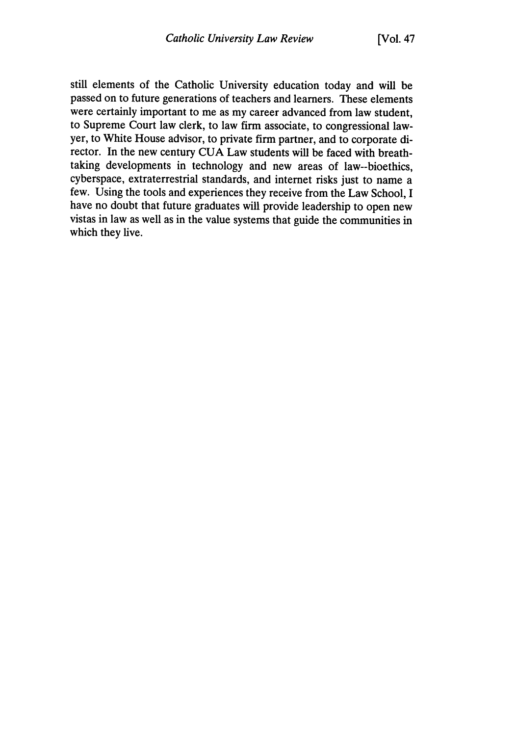still elements of the Catholic University education today and will be passed on to future generations of teachers and learners. These elements were certainly important to me as my career advanced from law student, to Supreme Court law clerk, to law firm associate, to congressional lawyer, to White House advisor, to private firm partner, and to corporate director. In the new century CUA Law students will be faced with breathtaking developments in technology and new areas of law--bioethics, cyberspace, extraterrestrial standards, and internet risks just to name a few. Using the tools and experiences they receive from the Law School, I have no doubt that future graduates will provide leadership to open new vistas in law as well as in the value systems that guide the communities in which they live.